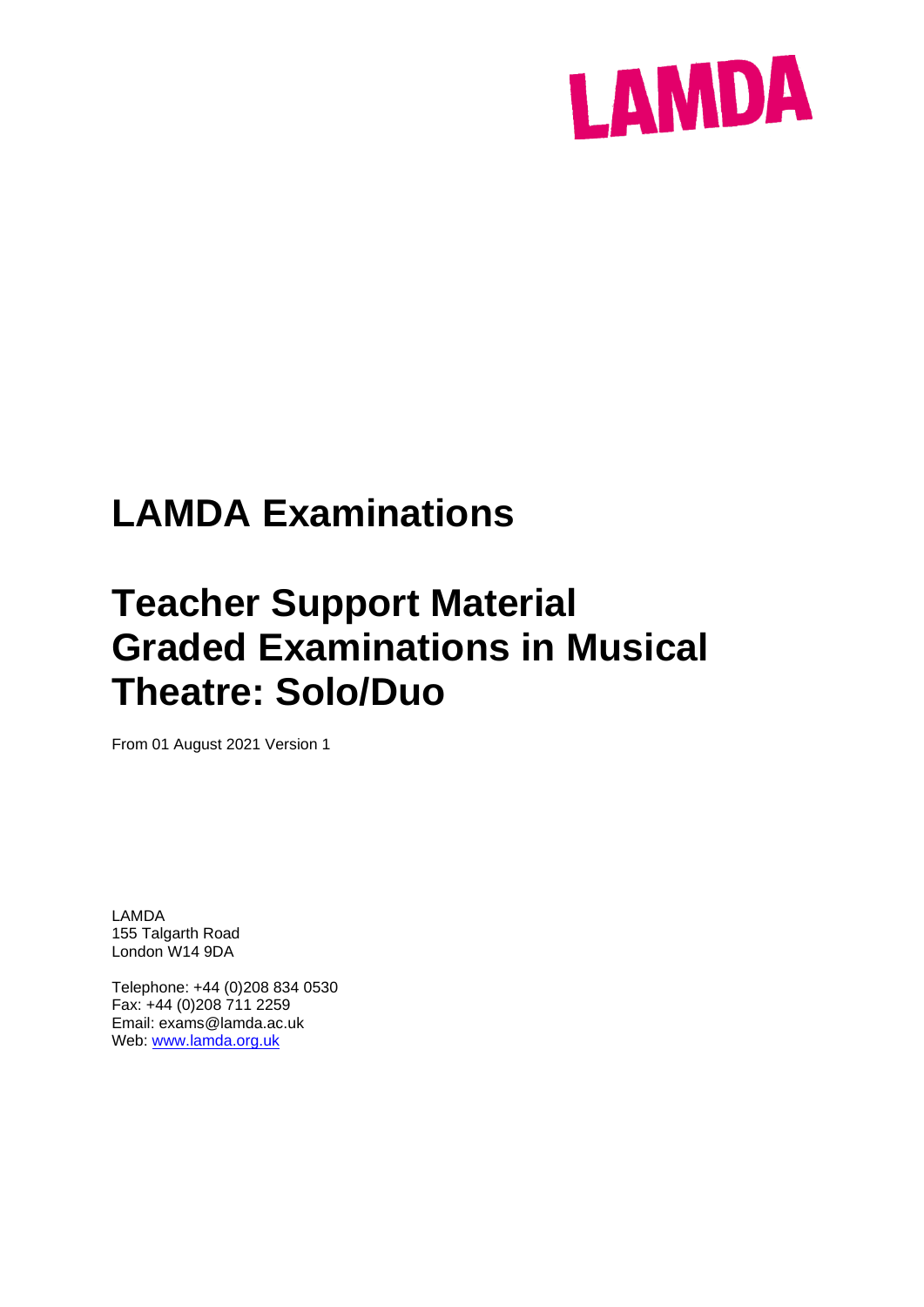LAMDA

# LAMDA Examinations

# Teacher Support Material Graded Examinations in Musical Theatre: Solo/Duo

From 01 August 2021 Version 1

LAMDA
155 Talgarth Road
London W14 9DA

Telephone: +44 (0)208 834 0530
Fax: +44 (0)208 711 2259
Email: exams@lamda.ac.uk
Web: www.lamda.org.uk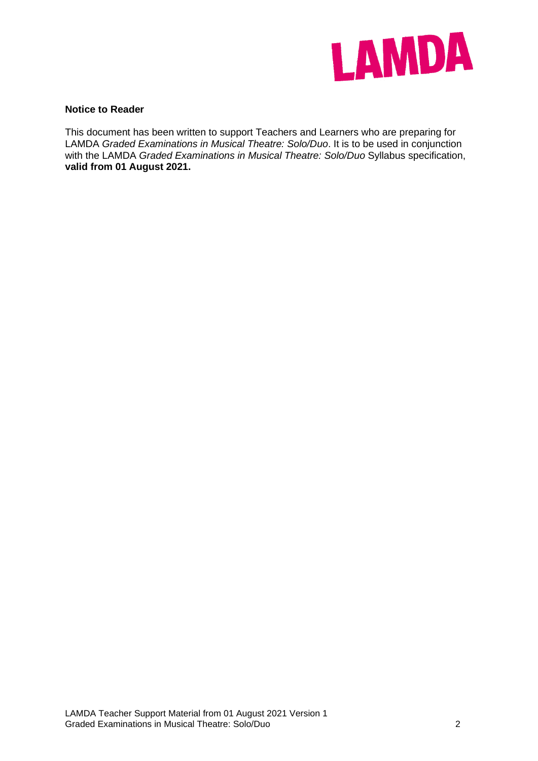**Notice to Reader**

This document has been written to support Teachers and Learners who are preparing for LAMDA *Graded Examinations in Musical Theatre: Solo/Duo*. It is to be used in conjunction with the LAMDA *Graded Examinations in Musical Theatre: Solo/Duo* Syllabus specification, **valid from 01 August 2021.**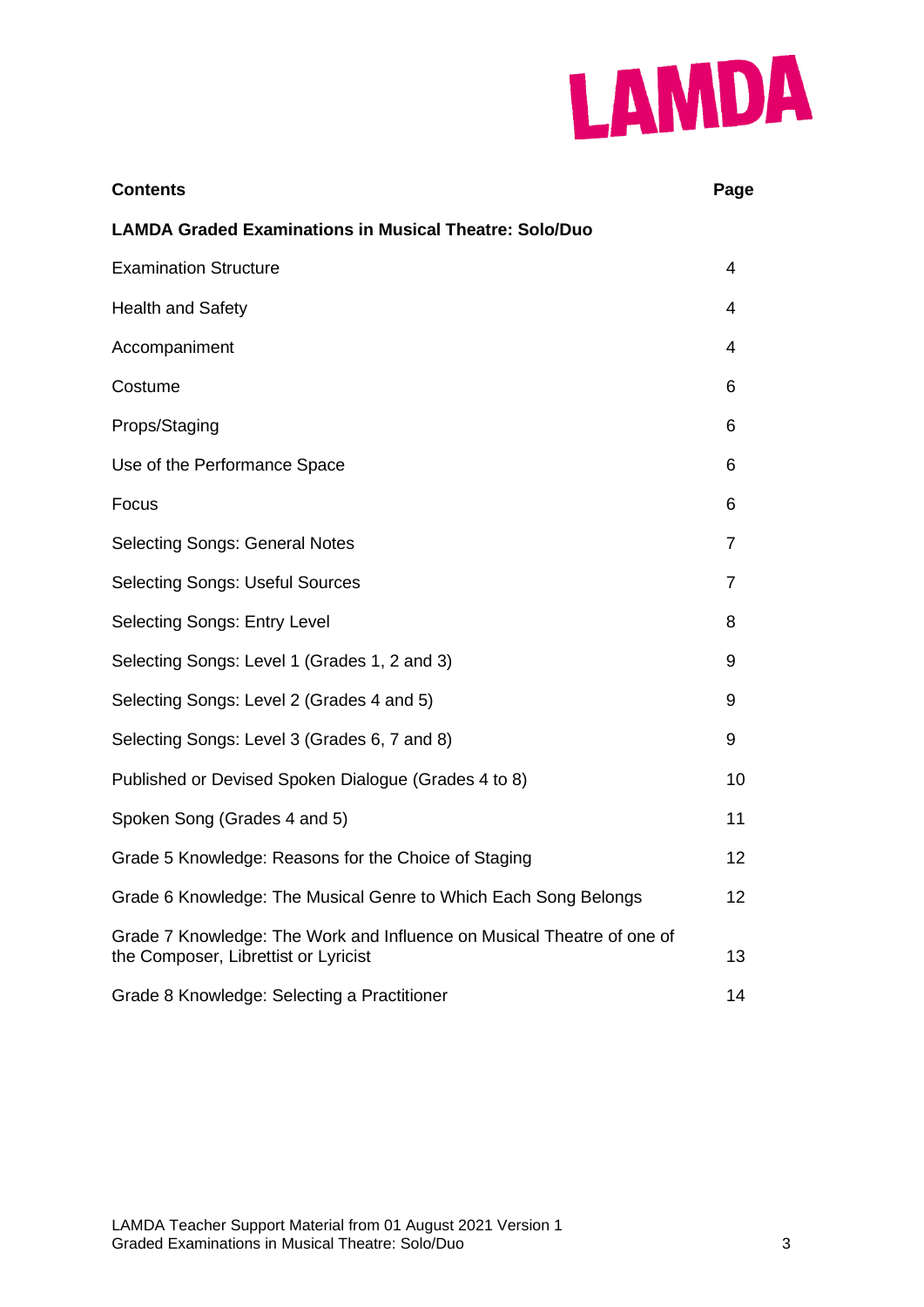| Contents | Page |
|---|---|
| **LAMDA Graded Examinations in Musical Theatre: Solo/Duo** | |
| Examination Structure | 4 |
| Health and Safety | 4 |
| Accompaniment | 4 |
| Costume | 6 |
| Props/Staging | 6 |
| Use of the Performance Space | 6 |
| Focus | 6 |
| Selecting Songs: General Notes | 7 |
| Selecting Songs: Useful Sources | 7 |
| Selecting Songs: Entry Level | 8 |
| Selecting Songs: Level 1 (Grades 1, 2 and 3) | 9 |
| Selecting Songs: Level 2 (Grades 4 and 5) | 9 |
| Selecting Songs: Level 3 (Grades 6, 7 and 8) | 9 |
| Published or Devised Spoken Dialogue (Grades 4 to 8) | 10 |
| Spoken Song (Grades 4 and 5) | 11 |
| Grade 5 Knowledge: Reasons for the Choice of Staging | 12 |
| Grade 6 Knowledge: The Musical Genre to Which Each Song Belongs | 12 |
| Grade 7 Knowledge: The Work and Influence on Musical Theatre of one of the Composer, Librettist or Lyricist | 13 |
| Grade 8 Knowledge: Selecting a Practitioner | 14 |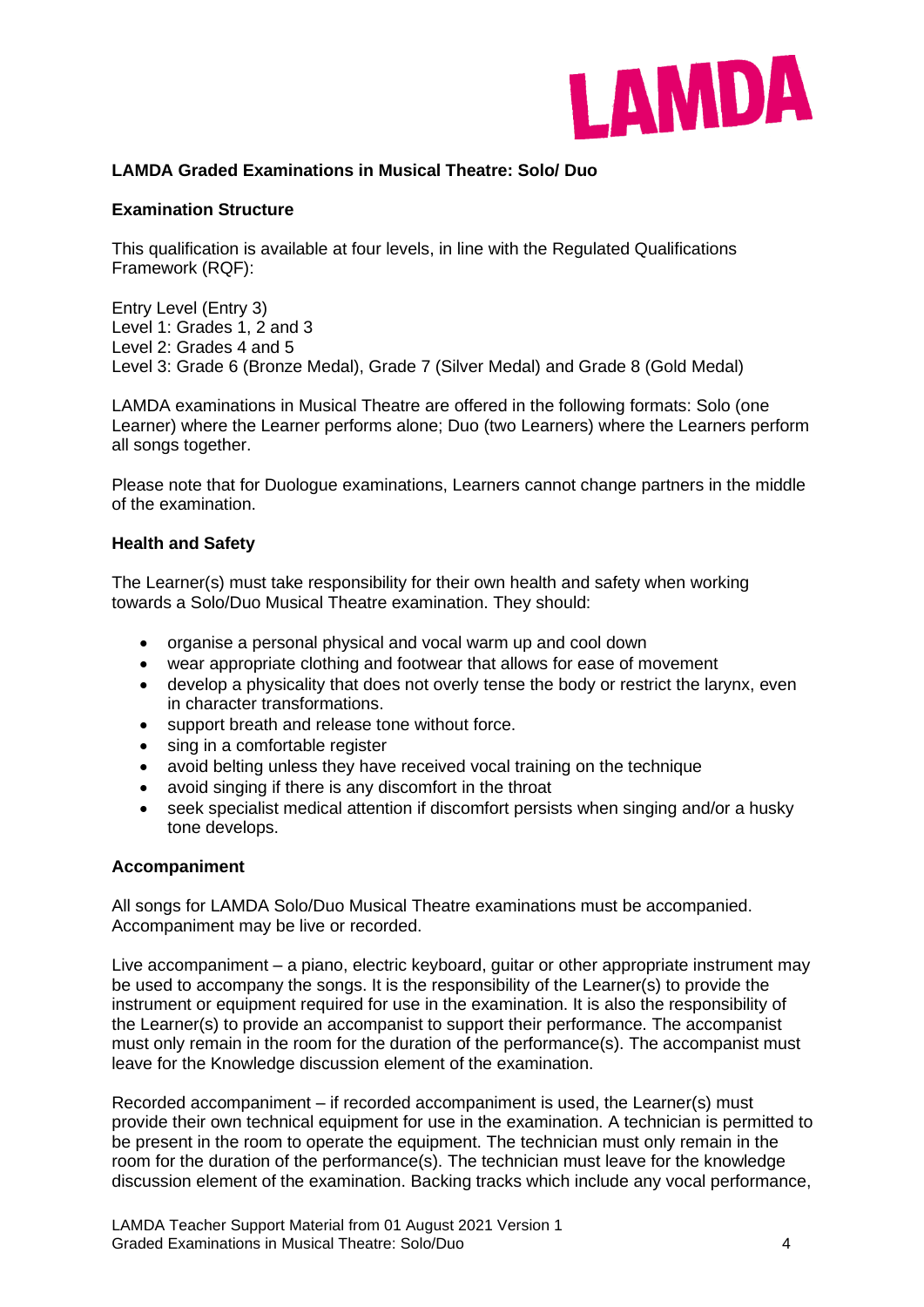**LAMDA Graded Examinations in Musical Theatre: Solo/ Duo**

**Examination Structure**

This qualification is available at four levels, in line with the Regulated Qualifications Framework (RQF):

Entry Level (Entry 3)
Level 1: Grades 1, 2 and 3
Level 2: Grades 4 and 5
Level 3: Grade 6 (Bronze Medal), Grade 7 (Silver Medal) and Grade 8 (Gold Medal)

LAMDA examinations in Musical Theatre are offered in the following formats: Solo (one Learner) where the Learner performs alone; Duo (two Learners) where the Learners perform all songs together.

Please note that for Duologue examinations, Learners cannot change partners in the middle of the examination.

**Health and Safety**

The Learner(s) must take responsibility for their own health and safety when working towards a Solo/Duo Musical Theatre examination. They should:

- organise a personal physical and vocal warm up and cool down
- wear appropriate clothing and footwear that allows for ease of movement
- develop a physicality that does not overly tense the body or restrict the larynx, even in character transformations.
- support breath and release tone without force.
- sing in a comfortable register
- avoid belting unless they have received vocal training on the technique
- avoid singing if there is any discomfort in the throat
- seek specialist medical attention if discomfort persists when singing and/or a husky tone develops.

**Accompaniment**

All songs for LAMDA Solo/Duo Musical Theatre examinations must be accompanied. Accompaniment may be live or recorded.

Live accompaniment – a piano, electric keyboard, guitar or other appropriate instrument may be used to accompany the songs. It is the responsibility of the Learner(s) to provide the instrument or equipment required for use in the examination. It is also the responsibility of the Learner(s) to provide an accompanist to support their performance. The accompanist must only remain in the room for the duration of the performance(s). The accompanist must leave for the Knowledge discussion element of the examination.

Recorded accompaniment – if recorded accompaniment is used, the Learner(s) must provide their own technical equipment for use in the examination. A technician is permitted to be present in the room to operate the equipment. The technician must only remain in the room for the duration of the performance(s). The technician must leave for the knowledge discussion element of the examination. Backing tracks which include any vocal performance,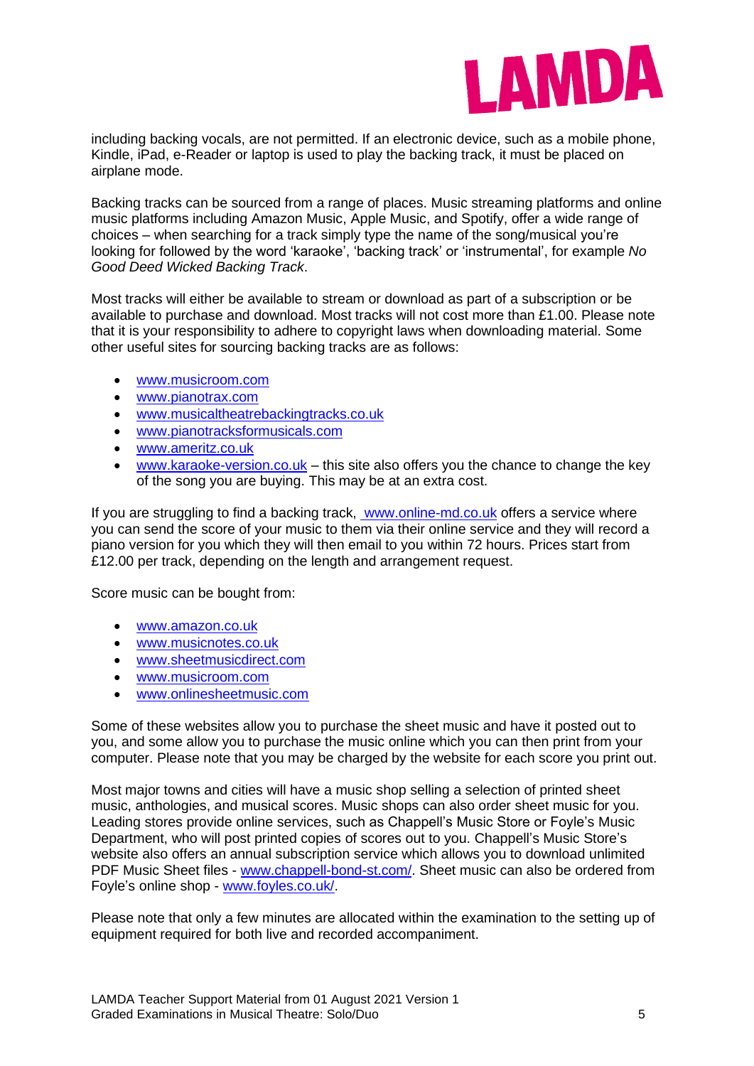including backing vocals, are not permitted. If an electronic device, such as a mobile phone, Kindle, iPad, e-Reader or laptop is used to play the backing track, it must be placed on airplane mode.

Backing tracks can be sourced from a range of places. Music streaming platforms and online music platforms including Amazon Music, Apple Music, and Spotify, offer a wide range of choices – when searching for a track simply type the name of the song/musical you're looking for followed by the word 'karaoke', 'backing track' or 'instrumental', for example *No Good Deed Wicked Backing Track*.

Most tracks will either be available to stream or download as part of a subscription or be available to purchase and download. Most tracks will not cost more than £1.00. Please note that it is your responsibility to adhere to copyright laws when downloading material. Some other useful sites for sourcing backing tracks are as follows:

- www.musicroom.com
- www.pianotrax.com
- www.musicaltheatrebackingtracks.co.uk
- www.pianotracksformusicals.com
- www.ameritz.co.uk
- www.karaoke-version.co.uk – this site also offers you the chance to change the key of the song you are buying. This may be at an extra cost.

If you are struggling to find a backing track, www.online-md.co.uk offers a service where you can send the score of your music to them via their online service and they will record a piano version for you which they will then email to you within 72 hours. Prices start from £12.00 per track, depending on the length and arrangement request.

Score music can be bought from:

- www.amazon.co.uk
- www.musicnotes.co.uk
- www.sheetmusicdirect.com
- www.musicroom.com
- www.onlinesheetmusic.com

Some of these websites allow you to purchase the sheet music and have it posted out to you, and some allow you to purchase the music online which you can then print from your computer. Please note that you may be charged by the website for each score you print out.

Most major towns and cities will have a music shop selling a selection of printed sheet music, anthologies, and musical scores. Music shops can also order sheet music for you. Leading stores provide online services, such as Chappell's Music Store or Foyle's Music Department, who will post printed copies of scores out to you. Chappell's Music Store's website also offers an annual subscription service which allows you to download unlimited PDF Music Sheet files - www.chappell-bond-st.com/. Sheet music can also be ordered from Foyle's online shop - www.foyles.co.uk/.

Please note that only a few minutes are allocated within the examination to the setting up of equipment required for both live and recorded accompaniment.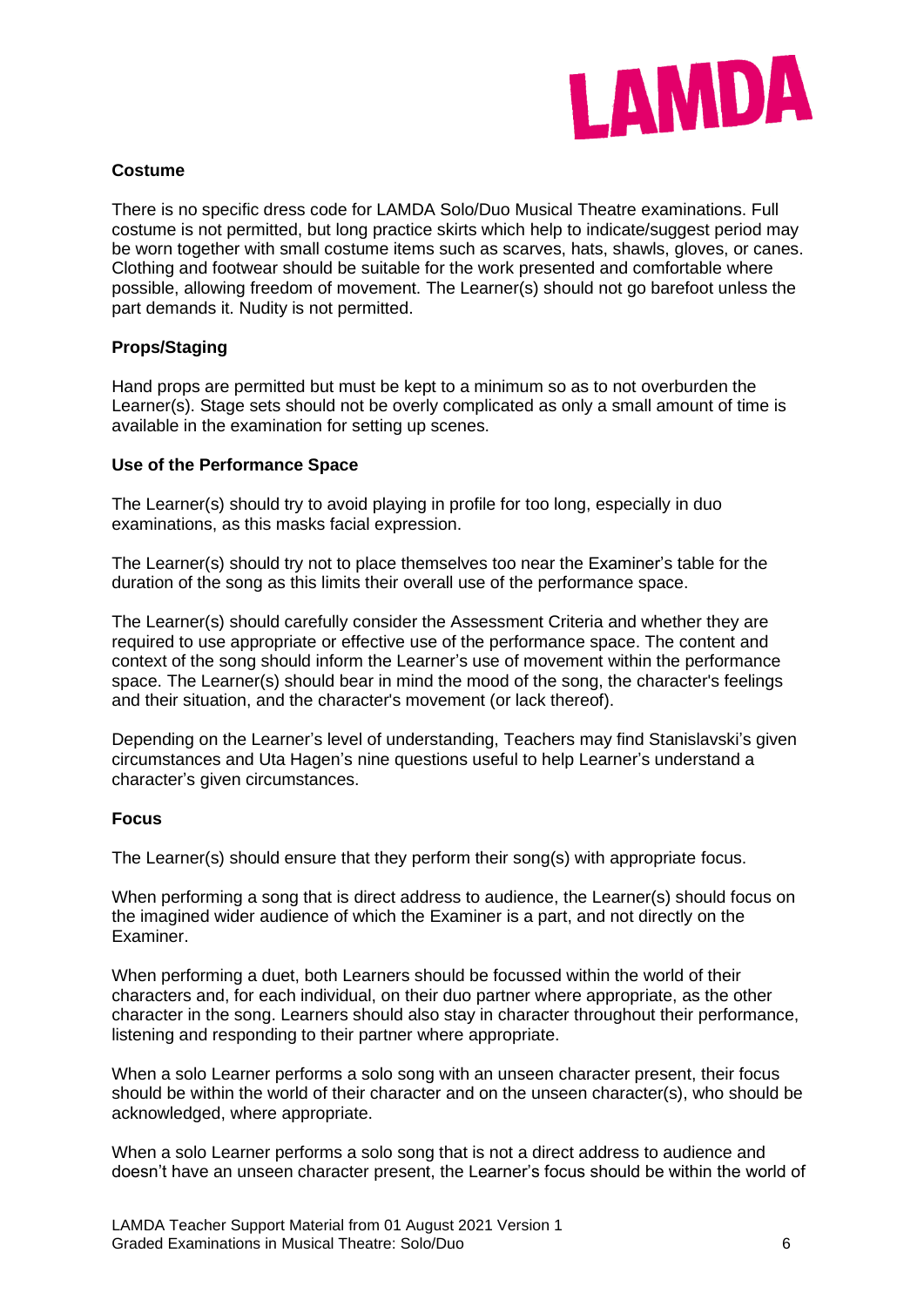**Costume**

There is no specific dress code for LAMDA Solo/Duo Musical Theatre examinations. Full costume is not permitted, but long practice skirts which help to indicate/suggest period may be worn together with small costume items such as scarves, hats, shawls, gloves, or canes. Clothing and footwear should be suitable for the work presented and comfortable where possible, allowing freedom of movement. The Learner(s) should not go barefoot unless the part demands it. Nudity is not permitted.

**Props/Staging**

Hand props are permitted but must be kept to a minimum so as to not overburden the Learner(s). Stage sets should not be overly complicated as only a small amount of time is available in the examination for setting up scenes.

**Use of the Performance Space**

The Learner(s) should try to avoid playing in profile for too long, especially in duo examinations, as this masks facial expression.

The Learner(s) should try not to place themselves too near the Examiner's table for the duration of the song as this limits their overall use of the performance space.

The Learner(s) should carefully consider the Assessment Criteria and whether they are required to use appropriate or effective use of the performance space. The content and context of the song should inform the Learner's use of movement within the performance space. The Learner(s) should bear in mind the mood of the song, the character's feelings and their situation, and the character's movement (or lack thereof).

Depending on the Learner's level of understanding, Teachers may find Stanislavski's given circumstances and Uta Hagen's nine questions useful to help Learner's understand a character's given circumstances.

**Focus**

The Learner(s) should ensure that they perform their song(s) with appropriate focus.

When performing a song that is direct address to audience, the Learner(s) should focus on the imagined wider audience of which the Examiner is a part, and not directly on the Examiner.

When performing a duet, both Learners should be focussed within the world of their characters and, for each individual, on their duo partner where appropriate, as the other character in the song. Learners should also stay in character throughout their performance, listening and responding to their partner where appropriate.

When a solo Learner performs a solo song with an unseen character present, their focus should be within the world of their character and on the unseen character(s), who should be acknowledged, where appropriate.

When a solo Learner performs a solo song that is not a direct address to audience and doesn't have an unseen character present, the Learner's focus should be within the world of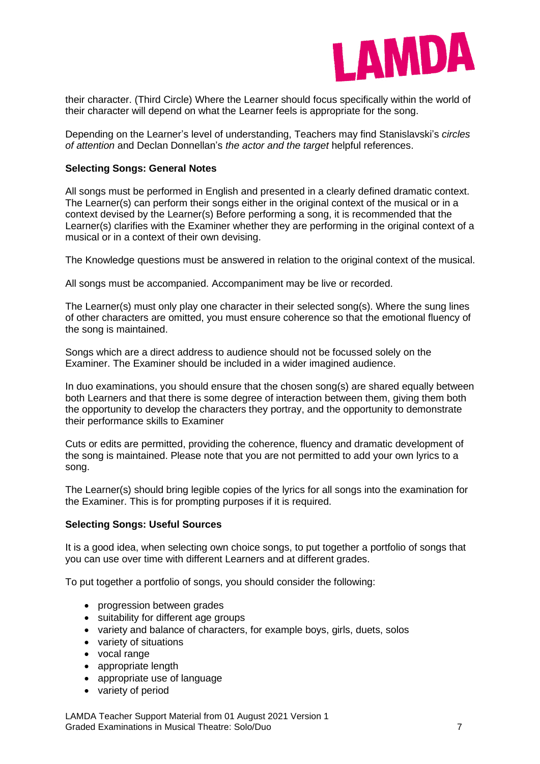their character. (Third Circle) Where the Learner should focus specifically within the world of their character will depend on what the Learner feels is appropriate for the song.

Depending on the Learner's level of understanding, Teachers may find Stanislavski's *circles of attention* and Declan Donnellan's *the actor and the target* helpful references.

**Selecting Songs: General Notes**

All songs must be performed in English and presented in a clearly defined dramatic context. The Learner(s) can perform their songs either in the original context of the musical or in a context devised by the Learner(s) Before performing a song, it is recommended that the Learner(s) clarifies with the Examiner whether they are performing in the original context of a musical or in a context of their own devising.

The Knowledge questions must be answered in relation to the original context of the musical.

All songs must be accompanied. Accompaniment may be live or recorded.

The Learner(s) must only play one character in their selected song(s). Where the sung lines of other characters are omitted, you must ensure coherence so that the emotional fluency of the song is maintained.

Songs which are a direct address to audience should not be focussed solely on the Examiner. The Examiner should be included in a wider imagined audience.

In duo examinations, you should ensure that the chosen song(s) are shared equally between both Learners and that there is some degree of interaction between them, giving them both the opportunity to develop the characters they portray, and the opportunity to demonstrate their performance skills to Examiner

Cuts or edits are permitted, providing the coherence, fluency and dramatic development of the song is maintained. Please note that you are not permitted to add your own lyrics to a song.

The Learner(s) should bring legible copies of the lyrics for all songs into the examination for the Examiner. This is for prompting purposes if it is required.

**Selecting Songs: Useful Sources**

It is a good idea, when selecting own choice songs, to put together a portfolio of songs that you can use over time with different Learners and at different grades.

To put together a portfolio of songs, you should consider the following:

- progression between grades
- suitability for different age groups
- variety and balance of characters, for example boys, girls, duets, solos
- variety of situations
- vocal range
- appropriate length
- appropriate use of language
- variety of period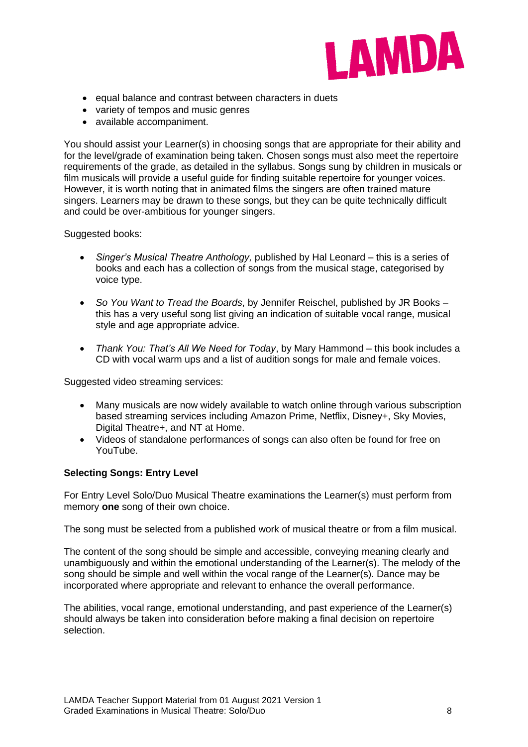- equal balance and contrast between characters in duets
- variety of tempos and music genres
- available accompaniment.

You should assist your Learner(s) in choosing songs that are appropriate for their ability and for the level/grade of examination being taken. Chosen songs must also meet the repertoire requirements of the grade, as detailed in the syllabus. Songs sung by children in musicals or film musicals will provide a useful guide for finding suitable repertoire for younger voices. However, it is worth noting that in animated films the singers are often trained mature singers. Learners may be drawn to these songs, but they can be quite technically difficult and could be over-ambitious for younger singers.

Suggested books:

- *Singer's Musical Theatre Anthology,* published by Hal Leonard – this is a series of books and each has a collection of songs from the musical stage, categorised by voice type.

- *So You Want to Tread the Boards*, by Jennifer Reischel, published by JR Books – this has a very useful song list giving an indication of suitable vocal range, musical style and age appropriate advice.

- *Thank You: That's All We Need for Today*, by Mary Hammond – this book includes a CD with vocal warm ups and a list of audition songs for male and female voices.

Suggested video streaming services:

- Many musicals are now widely available to watch online through various subscription based streaming services including Amazon Prime, Netflix, Disney+, Sky Movies, Digital Theatre+, and NT at Home.
- Videos of standalone performances of songs can also often be found for free on YouTube.

**Selecting Songs: Entry Level**

For Entry Level Solo/Duo Musical Theatre examinations the Learner(s) must perform from memory **one** song of their own choice.

The song must be selected from a published work of musical theatre or from a film musical.

The content of the song should be simple and accessible, conveying meaning clearly and unambiguously and within the emotional understanding of the Learner(s). The melody of the song should be simple and well within the vocal range of the Learner(s). Dance may be incorporated where appropriate and relevant to enhance the overall performance.

The abilities, vocal range, emotional understanding, and past experience of the Learner(s) should always be taken into consideration before making a final decision on repertoire selection.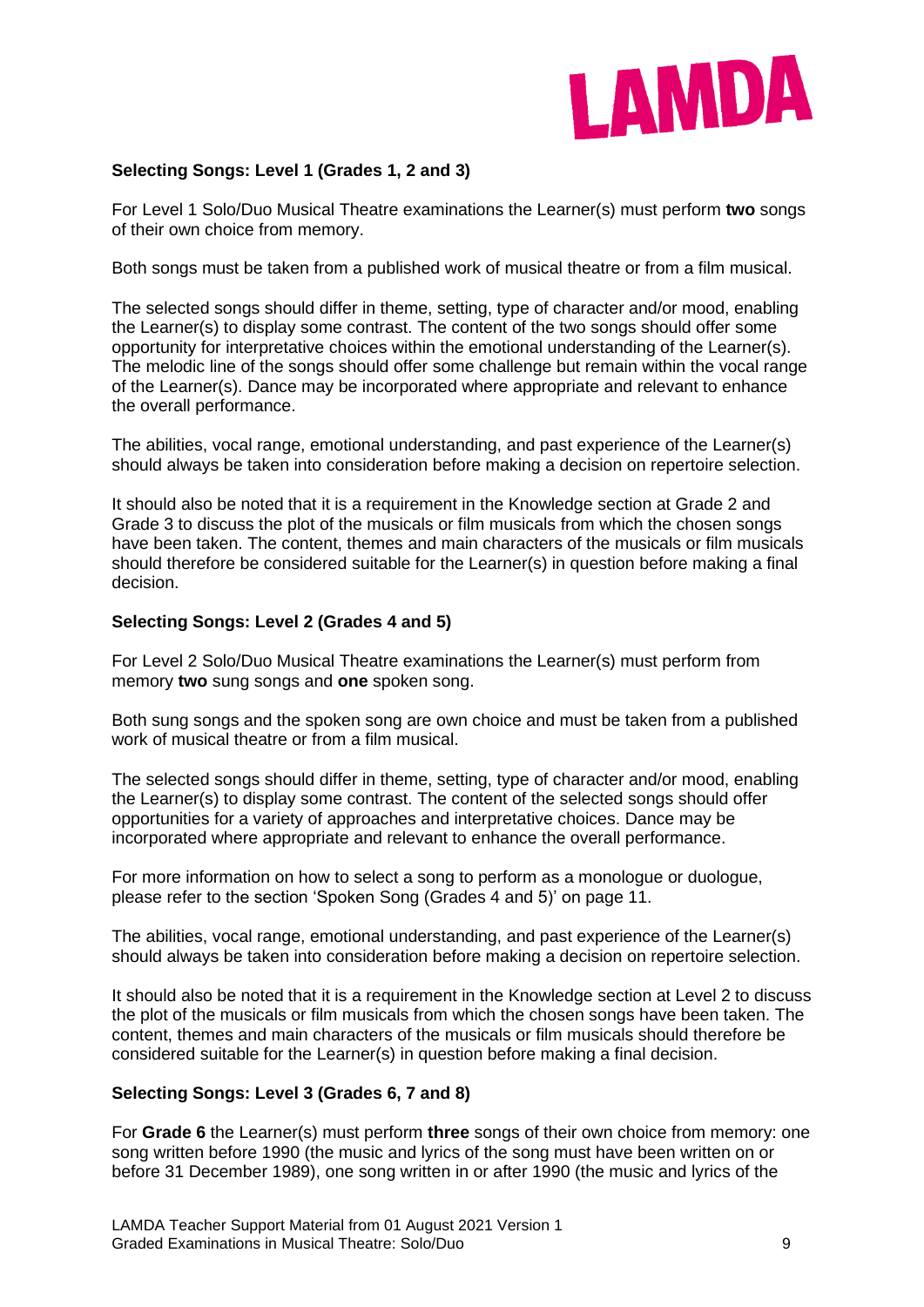**Selecting Songs: Level 1 (Grades 1, 2 and 3)**

For Level 1 Solo/Duo Musical Theatre examinations the Learner(s) must perform **two** songs of their own choice from memory.

Both songs must be taken from a published work of musical theatre or from a film musical.

The selected songs should differ in theme, setting, type of character and/or mood, enabling the Learner(s) to display some contrast. The content of the two songs should offer some opportunity for interpretative choices within the emotional understanding of the Learner(s). The melodic line of the songs should offer some challenge but remain within the vocal range of the Learner(s). Dance may be incorporated where appropriate and relevant to enhance the overall performance.

The abilities, vocal range, emotional understanding, and past experience of the Learner(s) should always be taken into consideration before making a decision on repertoire selection.

It should also be noted that it is a requirement in the Knowledge section at Grade 2 and Grade 3 to discuss the plot of the musicals or film musicals from which the chosen songs have been taken. The content, themes and main characters of the musicals or film musicals should therefore be considered suitable for the Learner(s) in question before making a final decision.

**Selecting Songs: Level 2 (Grades 4 and 5)**

For Level 2 Solo/Duo Musical Theatre examinations the Learner(s) must perform from memory **two** sung songs and **one** spoken song.

Both sung songs and the spoken song are own choice and must be taken from a published work of musical theatre or from a film musical.

The selected songs should differ in theme, setting, type of character and/or mood, enabling the Learner(s) to display some contrast. The content of the selected songs should offer opportunities for a variety of approaches and interpretative choices. Dance may be incorporated where appropriate and relevant to enhance the overall performance.

For more information on how to select a song to perform as a monologue or duologue, please refer to the section 'Spoken Song (Grades 4 and 5)' on page 11.

The abilities, vocal range, emotional understanding, and past experience of the Learner(s) should always be taken into consideration before making a decision on repertoire selection.

It should also be noted that it is a requirement in the Knowledge section at Level 2 to discuss the plot of the musicals or film musicals from which the chosen songs have been taken. The content, themes and main characters of the musicals or film musicals should therefore be considered suitable for the Learner(s) in question before making a final decision.

**Selecting Songs: Level 3 (Grades 6, 7 and 8)**

For **Grade 6** the Learner(s) must perform **three** songs of their own choice from memory: one song written before 1990 (the music and lyrics of the song must have been written on or before 31 December 1989), one song written in or after 1990 (the music and lyrics of the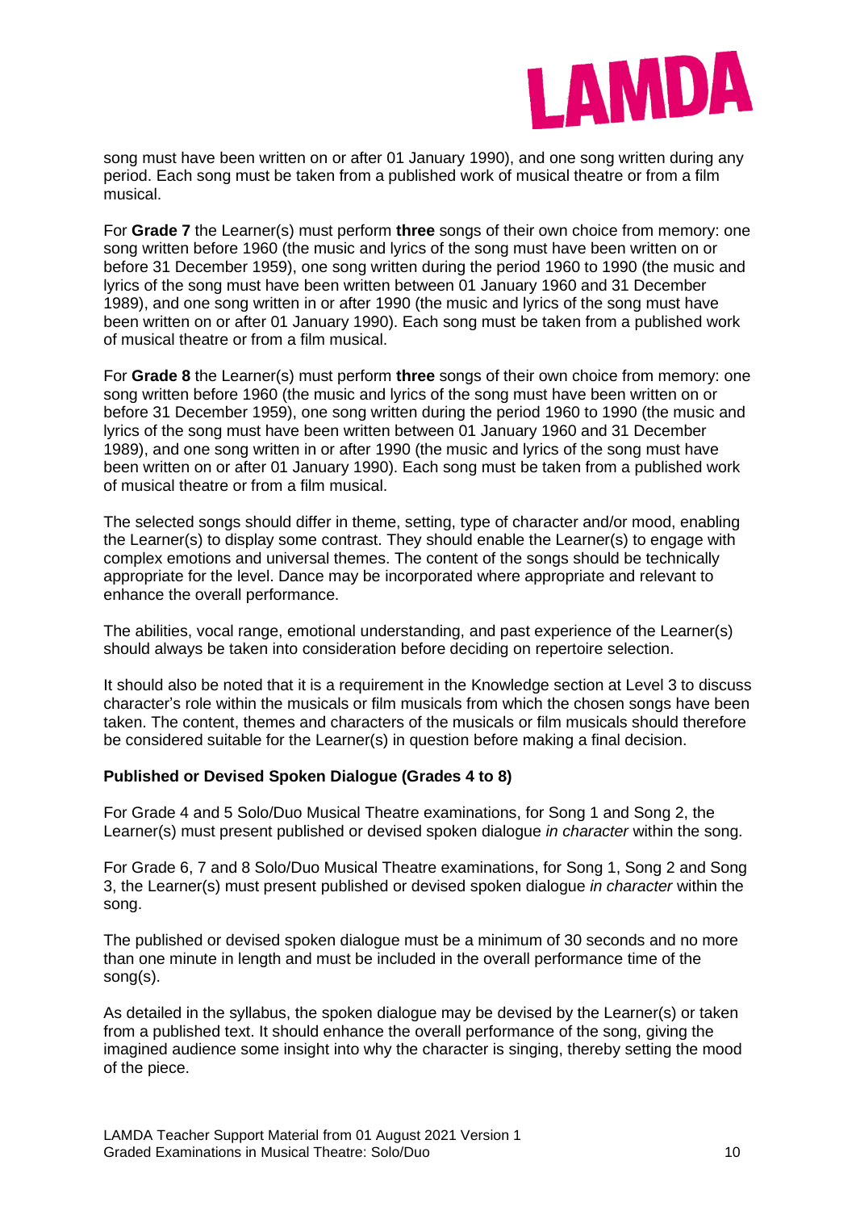song must have been written on or after 01 January 1990), and one song written during any period. Each song must be taken from a published work of musical theatre or from a film musical.

For **Grade 7** the Learner(s) must perform **three** songs of their own choice from memory: one song written before 1960 (the music and lyrics of the song must have been written on or before 31 December 1959), one song written during the period 1960 to 1990 (the music and lyrics of the song must have been written between 01 January 1960 and 31 December 1989), and one song written in or after 1990 (the music and lyrics of the song must have been written on or after 01 January 1990). Each song must be taken from a published work of musical theatre or from a film musical.

For **Grade 8** the Learner(s) must perform **three** songs of their own choice from memory: one song written before 1960 (the music and lyrics of the song must have been written on or before 31 December 1959), one song written during the period 1960 to 1990 (the music and lyrics of the song must have been written between 01 January 1960 and 31 December 1989), and one song written in or after 1990 (the music and lyrics of the song must have been written on or after 01 January 1990). Each song must be taken from a published work of musical theatre or from a film musical.

The selected songs should differ in theme, setting, type of character and/or mood, enabling the Learner(s) to display some contrast. They should enable the Learner(s) to engage with complex emotions and universal themes. The content of the songs should be technically appropriate for the level. Dance may be incorporated where appropriate and relevant to enhance the overall performance.

The abilities, vocal range, emotional understanding, and past experience of the Learner(s) should always be taken into consideration before deciding on repertoire selection.

It should also be noted that it is a requirement in the Knowledge section at Level 3 to discuss character's role within the musicals or film musicals from which the chosen songs have been taken. The content, themes and characters of the musicals or film musicals should therefore be considered suitable for the Learner(s) in question before making a final decision.

**Published or Devised Spoken Dialogue (Grades 4 to 8)**

For Grade 4 and 5 Solo/Duo Musical Theatre examinations, for Song 1 and Song 2, the Learner(s) must present published or devised spoken dialogue *in character* within the song.

For Grade 6, 7 and 8 Solo/Duo Musical Theatre examinations, for Song 1, Song 2 and Song 3, the Learner(s) must present published or devised spoken dialogue *in character* within the song.

The published or devised spoken dialogue must be a minimum of 30 seconds and no more than one minute in length and must be included in the overall performance time of the song(s).

As detailed in the syllabus, the spoken dialogue may be devised by the Learner(s) or taken from a published text. It should enhance the overall performance of the song, giving the imagined audience some insight into why the character is singing, thereby setting the mood of the piece.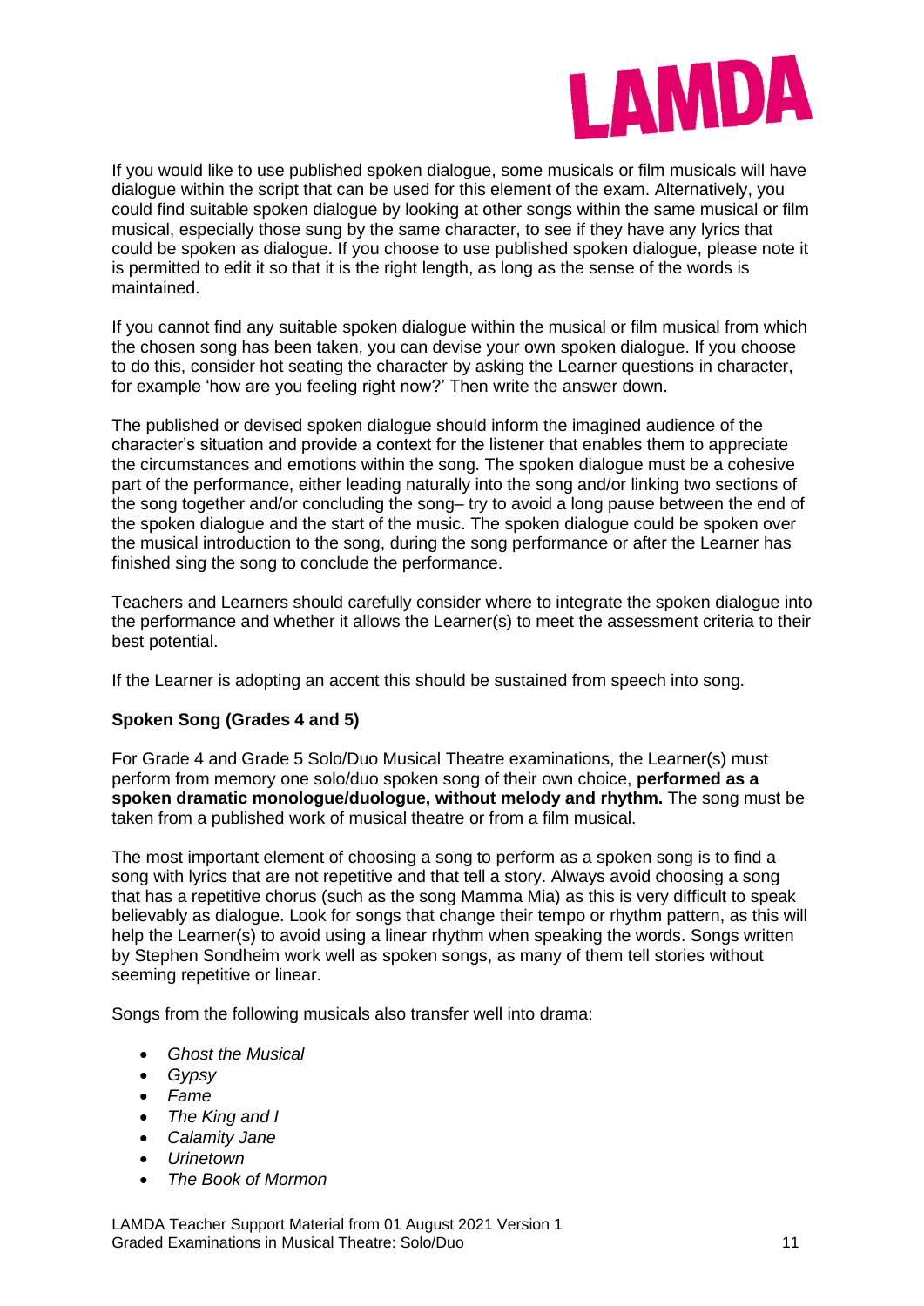If you would like to use published spoken dialogue, some musicals or film musicals will have dialogue within the script that can be used for this element of the exam. Alternatively, you could find suitable spoken dialogue by looking at other songs within the same musical or film musical, especially those sung by the same character, to see if they have any lyrics that could be spoken as dialogue. If you choose to use published spoken dialogue, please note it is permitted to edit it so that it is the right length, as long as the sense of the words is maintained.

If you cannot find any suitable spoken dialogue within the musical or film musical from which the chosen song has been taken, you can devise your own spoken dialogue. If you choose to do this, consider hot seating the character by asking the Learner questions in character, for example 'how are you feeling right now?' Then write the answer down.

The published or devised spoken dialogue should inform the imagined audience of the character's situation and provide a context for the listener that enables them to appreciate the circumstances and emotions within the song. The spoken dialogue must be a cohesive part of the performance, either leading naturally into the song and/or linking two sections of the song together and/or concluding the song– try to avoid a long pause between the end of the spoken dialogue and the start of the music. The spoken dialogue could be spoken over the musical introduction to the song, during the song performance or after the Learner has finished sing the song to conclude the performance.

Teachers and Learners should carefully consider where to integrate the spoken dialogue into the performance and whether it allows the Learner(s) to meet the assessment criteria to their best potential.

If the Learner is adopting an accent this should be sustained from speech into song.

**Spoken Song (Grades 4 and 5)**

For Grade 4 and Grade 5 Solo/Duo Musical Theatre examinations, the Learner(s) must perform from memory one solo/duo spoken song of their own choice, **performed as a spoken dramatic monologue/duologue, without melody and rhythm.** The song must be taken from a published work of musical theatre or from a film musical.

The most important element of choosing a song to perform as a spoken song is to find a song with lyrics that are not repetitive and that tell a story. Always avoid choosing a song that has a repetitive chorus (such as the song Mamma Mia) as this is very difficult to speak believably as dialogue. Look for songs that change their tempo or rhythm pattern, as this will help the Learner(s) to avoid using a linear rhythm when speaking the words. Songs written by Stephen Sondheim work well as spoken songs, as many of them tell stories without seeming repetitive or linear.

Songs from the following musicals also transfer well into drama:

- *Ghost the Musical*
- *Gypsy*
- *Fame*
- *The King and I*
- *Calamity Jane*
- *Urinetown*
- *The Book of Mormon*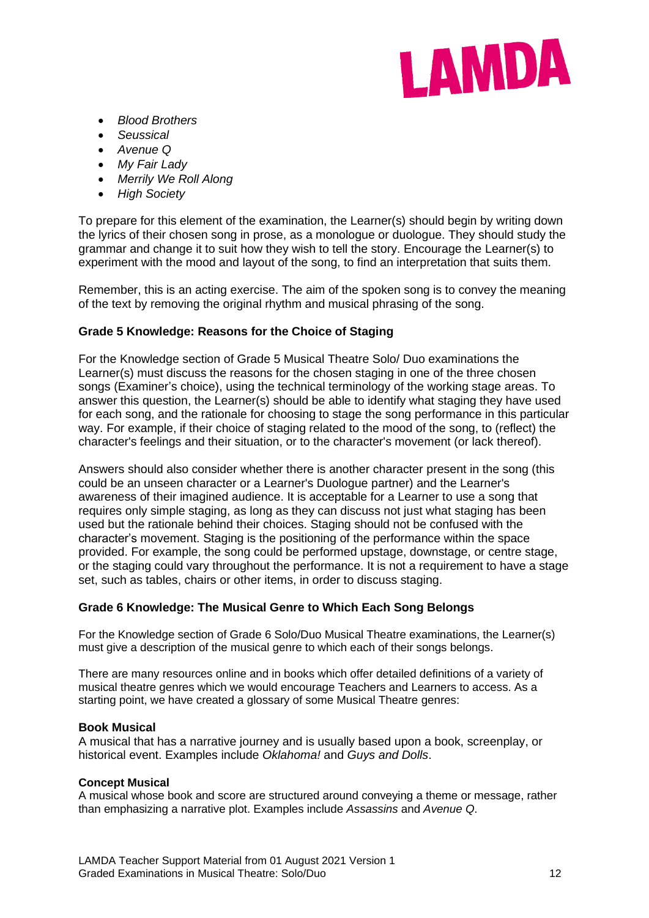- *Blood Brothers*
- *Seussical*
- *Avenue Q*
- *My Fair Lady*
- *Merrily We Roll Along*
- *High Society*

To prepare for this element of the examination, the Learner(s) should begin by writing down the lyrics of their chosen song in prose, as a monologue or duologue. They should study the grammar and change it to suit how they wish to tell the story. Encourage the Learner(s) to experiment with the mood and layout of the song, to find an interpretation that suits them.

Remember, this is an acting exercise. The aim of the spoken song is to convey the meaning of the text by removing the original rhythm and musical phrasing of the song.

### Grade 5 Knowledge: Reasons for the Choice of Staging

For the Knowledge section of Grade 5 Musical Theatre Solo/ Duo examinations the Learner(s) must discuss the reasons for the chosen staging in one of the three chosen songs (Examiner's choice), using the technical terminology of the working stage areas. To answer this question, the Learner(s) should be able to identify what staging they have used for each song, and the rationale for choosing to stage the song performance in this particular way. For example, if their choice of staging related to the mood of the song, to (reflect) the character's feelings and their situation, or to the character's movement (or lack thereof).

Answers should also consider whether there is another character present in the song (this could be an unseen character or a Learner's Duologue partner) and the Learner's awareness of their imagined audience. It is acceptable for a Learner to use a song that requires only simple staging, as long as they can discuss not just what staging has been used but the rationale behind their choices. Staging should not be confused with the character's movement. Staging is the positioning of the performance within the space provided. For example, the song could be performed upstage, downstage, or centre stage, or the staging could vary throughout the performance. It is not a requirement to have a stage set, such as tables, chairs or other items, in order to discuss staging.

### Grade 6 Knowledge: The Musical Genre to Which Each Song Belongs

For the Knowledge section of Grade 6 Solo/Duo Musical Theatre examinations, the Learner(s) must give a description of the musical genre to which each of their songs belongs.

There are many resources online and in books which offer detailed definitions of a variety of musical theatre genres which we would encourage Teachers and Learners to access. As a starting point, we have created a glossary of some Musical Theatre genres:

**Book Musical**
A musical that has a narrative journey and is usually based upon a book, screenplay, or historical event. Examples include *Oklahoma!* and *Guys and Dolls*.

**Concept Musical**
A musical whose book and score are structured around conveying a theme or message, rather than emphasizing a narrative plot. Examples include *Assassins* and *Avenue Q*.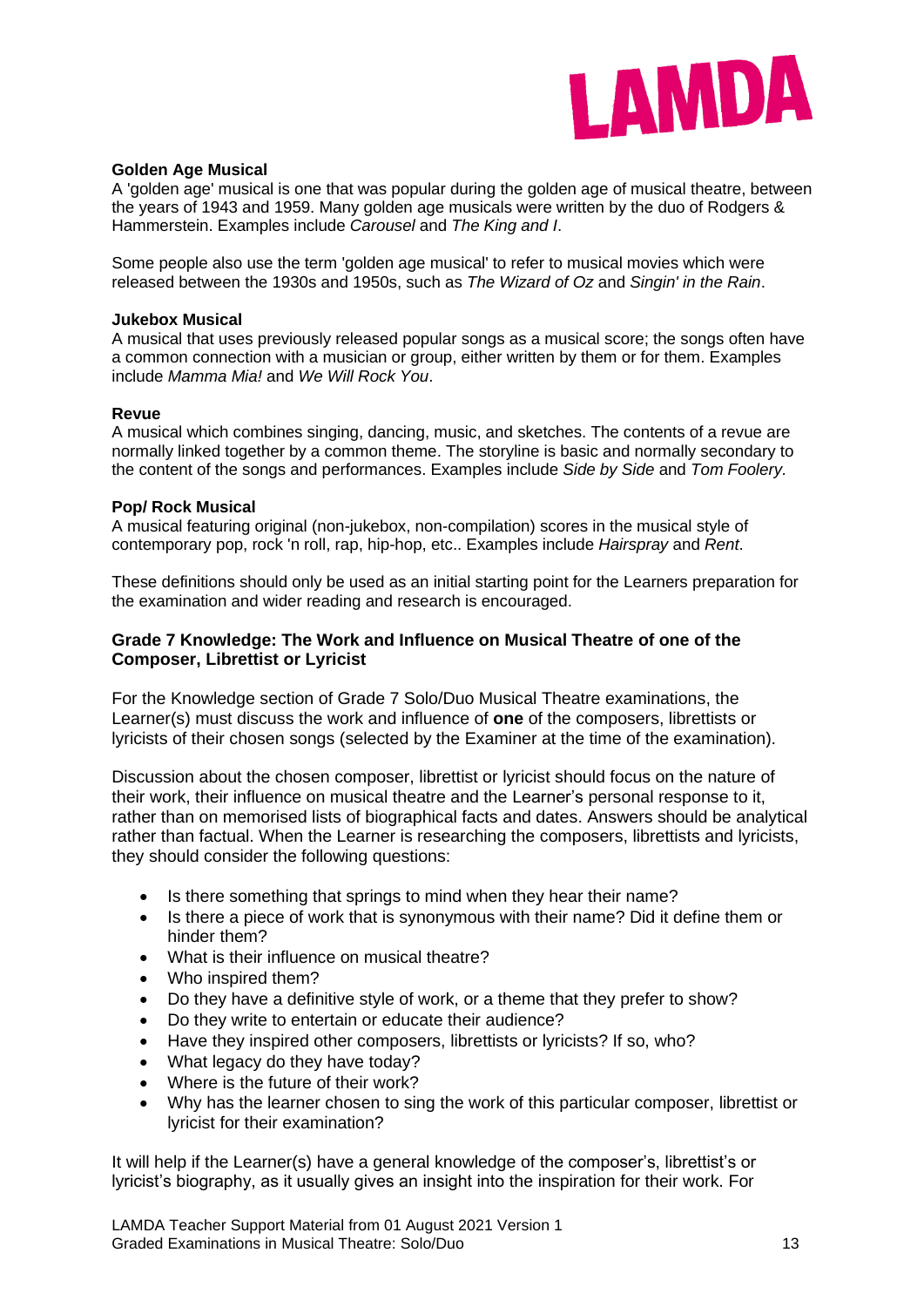**Golden Age Musical**
A 'golden age' musical is one that was popular during the golden age of musical theatre, between the years of 1943 and 1959. Many golden age musicals were written by the duo of Rodgers & Hammerstein. Examples include *Carousel* and *The King and I*.

Some people also use the term 'golden age musical' to refer to musical movies which were released between the 1930s and 1950s, such as *The Wizard of Oz* and *Singin' in the Rain*.

**Jukebox Musical**
A musical that uses previously released popular songs as a musical score; the songs often have a common connection with a musician or group, either written by them or for them. Examples include *Mamma Mia!* and *We Will Rock You*.

**Revue**
A musical which combines singing, dancing, music, and sketches. The contents of a revue are normally linked together by a common theme. The storyline is basic and normally secondary to the content of the songs and performances. Examples include *Side by Side* and *Tom Foolery.*

**Pop/ Rock Musical**
A musical featuring original (non-jukebox, non-compilation) scores in the musical style of contemporary pop, rock 'n roll, rap, hip-hop, etc.. Examples include *Hairspray* and *Rent*.

These definitions should only be used as an initial starting point for the Learners preparation for the examination and wider reading and research is encouraged.

**Grade 7 Knowledge: The Work and Influence on Musical Theatre of one of the Composer, Librettist or Lyricist**

For the Knowledge section of Grade 7 Solo/Duo Musical Theatre examinations, the Learner(s) must discuss the work and influence of **one** of the composers, librettists or lyricists of their chosen songs (selected by the Examiner at the time of the examination).

Discussion about the chosen composer, librettist or lyricist should focus on the nature of their work, their influence on musical theatre and the Learner's personal response to it, rather than on memorised lists of biographical facts and dates. Answers should be analytical rather than factual. When the Learner is researching the composers, librettists and lyricists, they should consider the following questions:

- Is there something that springs to mind when they hear their name?
- Is there a piece of work that is synonymous with their name? Did it define them or hinder them?
- What is their influence on musical theatre?
- Who inspired them?
- Do they have a definitive style of work, or a theme that they prefer to show?
- Do they write to entertain or educate their audience?
- Have they inspired other composers, librettists or lyricists? If so, who?
- What legacy do they have today?
- Where is the future of their work?
- Why has the learner chosen to sing the work of this particular composer, librettist or lyricist for their examination?

It will help if the Learner(s) have a general knowledge of the composer's, librettist's or lyricist's biography, as it usually gives an insight into the inspiration for their work. For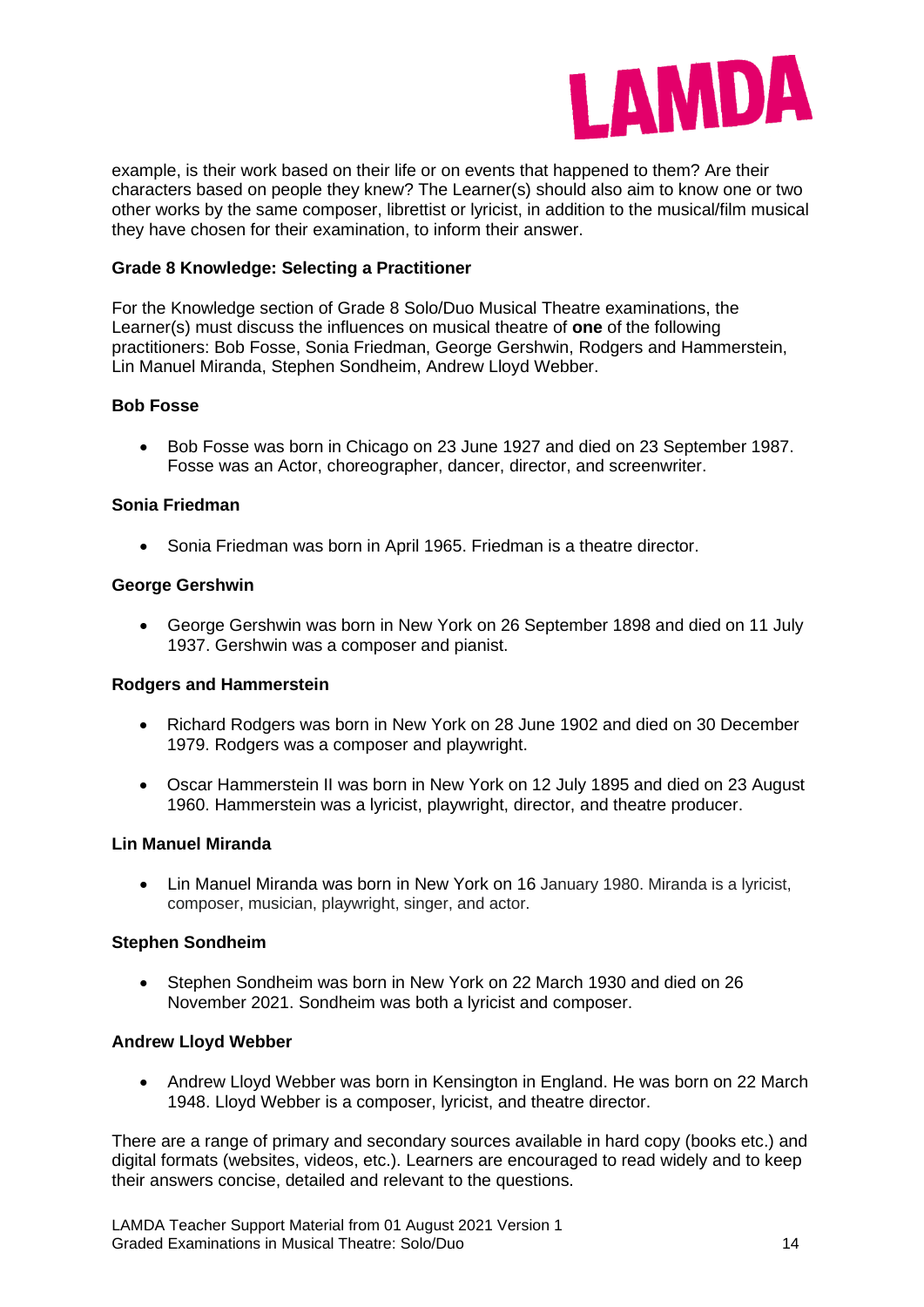example, is their work based on their life or on events that happened to them? Are their characters based on people they knew? The Learner(s) should also aim to know one or two other works by the same composer, librettist or lyricist, in addition to the musical/film musical they have chosen for their examination, to inform their answer.

**Grade 8 Knowledge: Selecting a Practitioner**

For the Knowledge section of Grade 8 Solo/Duo Musical Theatre examinations, the Learner(s) must discuss the influences on musical theatre of **one** of the following practitioners: Bob Fosse, Sonia Friedman, George Gershwin, Rodgers and Hammerstein, Lin Manuel Miranda, Stephen Sondheim, Andrew Lloyd Webber.

**Bob Fosse**

- Bob Fosse was born in Chicago on 23 June 1927 and died on 23 September 1987. Fosse was an Actor, choreographer, dancer, director, and screenwriter.

**Sonia Friedman**

- Sonia Friedman was born in April 1965. Friedman is a theatre director.

**George Gershwin**

- George Gershwin was born in New York on 26 September 1898 and died on 11 July 1937. Gershwin was a composer and pianist.

**Rodgers and Hammerstein**

- Richard Rodgers was born in New York on 28 June 1902 and died on 30 December 1979. Rodgers was a composer and playwright.
- Oscar Hammerstein II was born in New York on 12 July 1895 and died on 23 August 1960. Hammerstein was a lyricist, playwright, director, and theatre producer.

**Lin Manuel Miranda**

- Lin Manuel Miranda was born in New York on 16 January 1980. Miranda is a lyricist, composer, musician, playwright, singer, and actor.

**Stephen Sondheim**

- Stephen Sondheim was born in New York on 22 March 1930 and died on 26 November 2021. Sondheim was both a lyricist and composer.

**Andrew Lloyd Webber**

- Andrew Lloyd Webber was born in Kensington in England. He was born on 22 March 1948. Lloyd Webber is a composer, lyricist, and theatre director.

There are a range of primary and secondary sources available in hard copy (books etc.) and digital formats (websites, videos, etc.). Learners are encouraged to read widely and to keep their answers concise, detailed and relevant to the questions.